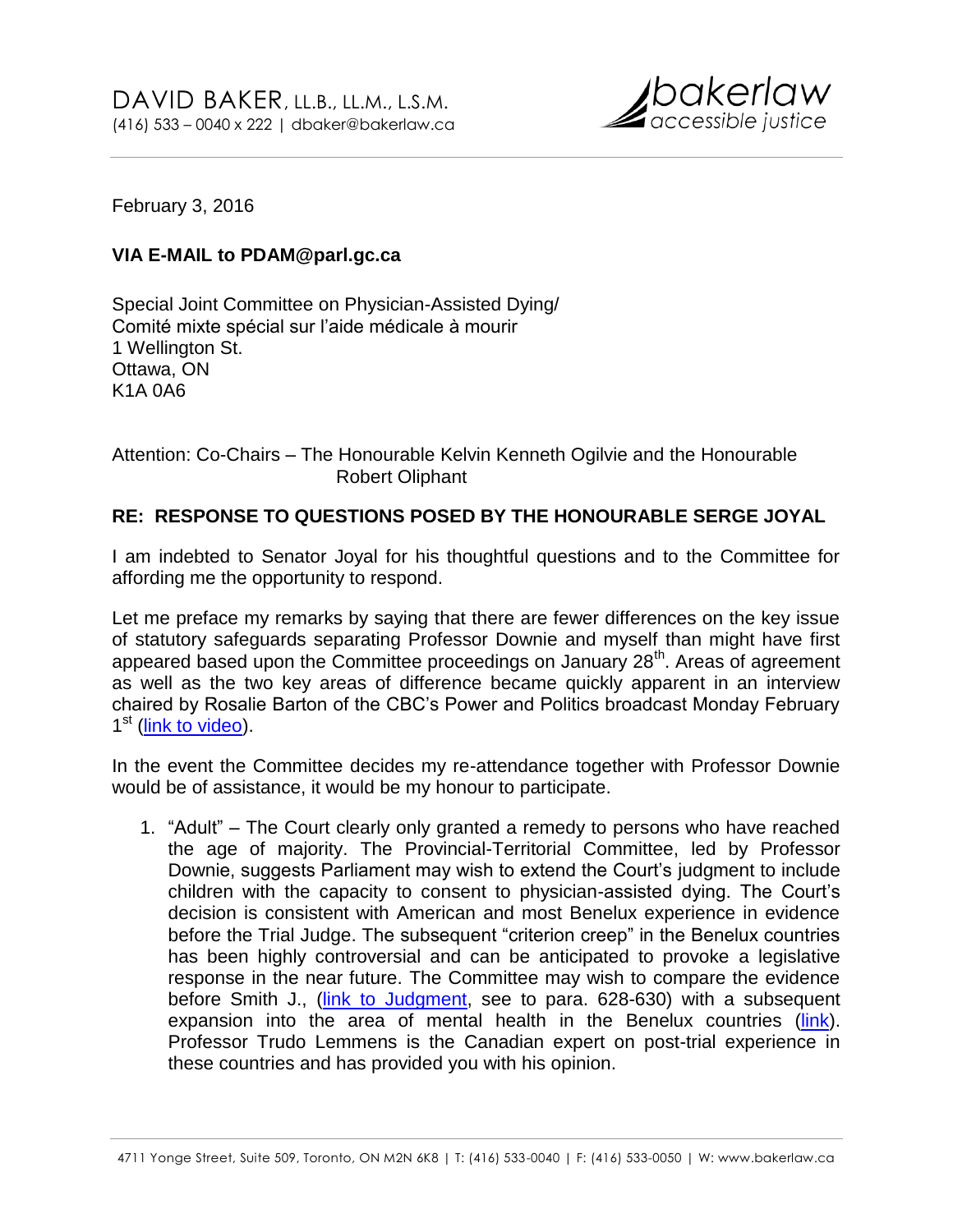DAVID BAKER, LL.B., LL.M., L.S.M.
(416) 533 – 0040 x 222 | dbaker@bakerlaw.ca

bakerlaw
accessible justice

February 3, 2016

**VIA E-MAIL to PDAM@parl.gc.ca**

Special Joint Committee on Physician-Assisted Dying/
Comité mixte spécial sur l'aide médicale à mourir
1 Wellington St.
Ottawa, ON
K1A 0A6

Attention: Co-Chairs – The Honourable Kelvin Kenneth Ogilvie and the Honourable Robert Oliphant

**RE: RESPONSE TO QUESTIONS POSED BY THE HONOURABLE SERGE JOYAL**

I am indebted to Senator Joyal for his thoughtful questions and to the Committee for affording me the opportunity to respond.

Let me preface my remarks by saying that there are fewer differences on the key issue of statutory safeguards separating Professor Downie and myself than might have first appeared based upon the Committee proceedings on January 28th. Areas of agreement as well as the two key areas of difference became quickly apparent in an interview chaired by Rosalie Barton of the CBC's Power and Politics broadcast Monday February 1st (link to video).

In the event the Committee decides my re-attendance together with Professor Downie would be of assistance, it would be my honour to participate.

1. "Adult" – The Court clearly only granted a remedy to persons who have reached the age of majority. The Provincial-Territorial Committee, led by Professor Downie, suggests Parliament may wish to extend the Court's judgment to include children with the capacity to consent to physician-assisted dying. The Court's decision is consistent with American and most Benelux experience in evidence before the Trial Judge. The subsequent "criterion creep" in the Benelux countries has been highly controversial and can be anticipated to provoke a legislative response in the near future. The Committee may wish to compare the evidence before Smith J., (link to Judgment, see to para. 628-630) with a subsequent expansion into the area of mental health in the Benelux countries (link). Professor Trudo Lemmens is the Canadian expert on post-trial experience in these countries and has provided you with his opinion.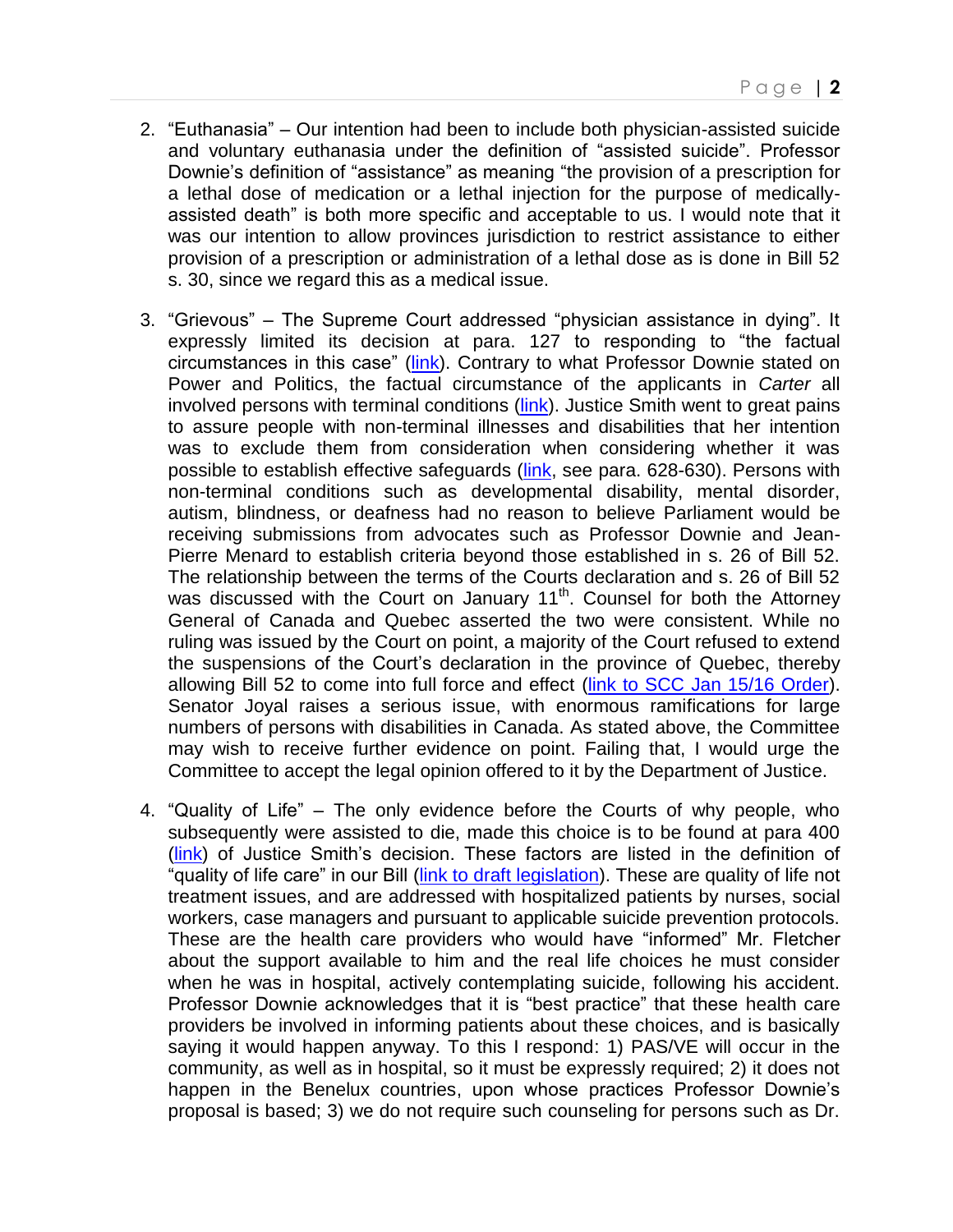2. "Euthanasia" – Our intention had been to include both physician-assisted suicide and voluntary euthanasia under the definition of "assisted suicide". Professor Downie's definition of "assistance" as meaning "the provision of a prescription for a lethal dose of medication or a lethal injection for the purpose of medically-assisted death" is both more specific and acceptable to us. I would note that it was our intention to allow provinces jurisdiction to restrict assistance to either provision of a prescription or administration of a lethal dose as is done in Bill 52 s. 30, since we regard this as a medical issue.

3. "Grievous" – The Supreme Court addressed "physician assistance in dying". It expressly limited its decision at para. 127 to responding to "the factual circumstances in this case" (link). Contrary to what Professor Downie stated on Power and Politics, the factual circumstance of the applicants in *Carter* all involved persons with terminal conditions (link). Justice Smith went to great pains to assure people with non-terminal illnesses and disabilities that her intention was to exclude them from consideration when considering whether it was possible to establish effective safeguards (link, see para. 628-630). Persons with non-terminal conditions such as developmental disability, mental disorder, autism, blindness, or deafness had no reason to believe Parliament would be receiving submissions from advocates such as Professor Downie and Jean-Pierre Menard to establish criteria beyond those established in s. 26 of Bill 52. The relationship between the terms of the Courts declaration and s. 26 of Bill 52 was discussed with the Court on January 11th. Counsel for both the Attorney General of Canada and Quebec asserted the two were consistent. While no ruling was issued by the Court on point, a majority of the Court refused to extend the suspensions of the Court's declaration in the province of Quebec, thereby allowing Bill 52 to come into full force and effect (link to SCC Jan 15/16 Order). Senator Joyal raises a serious issue, with enormous ramifications for large numbers of persons with disabilities in Canada. As stated above, the Committee may wish to receive further evidence on point. Failing that, I would urge the Committee to accept the legal opinion offered to it by the Department of Justice.

4. "Quality of Life" – The only evidence before the Courts of why people, who subsequently were assisted to die, made this choice is to be found at para 400 (link) of Justice Smith's decision. These factors are listed in the definition of "quality of life care" in our Bill (link to draft legislation). These are quality of life not treatment issues, and are addressed with hospitalized patients by nurses, social workers, case managers and pursuant to applicable suicide prevention protocols. These are the health care providers who would have "informed" Mr. Fletcher about the support available to him and the real life choices he must consider when he was in hospital, actively contemplating suicide, following his accident. Professor Downie acknowledges that it is "best practice" that these health care providers be involved in informing patients about these choices, and is basically saying it would happen anyway. To this I respond: 1) PAS/VE will occur in the community, as well as in hospital, so it must be expressly required; 2) it does not happen in the Benelux countries, upon whose practices Professor Downie's proposal is based; 3) we do not require such counseling for persons such as Dr.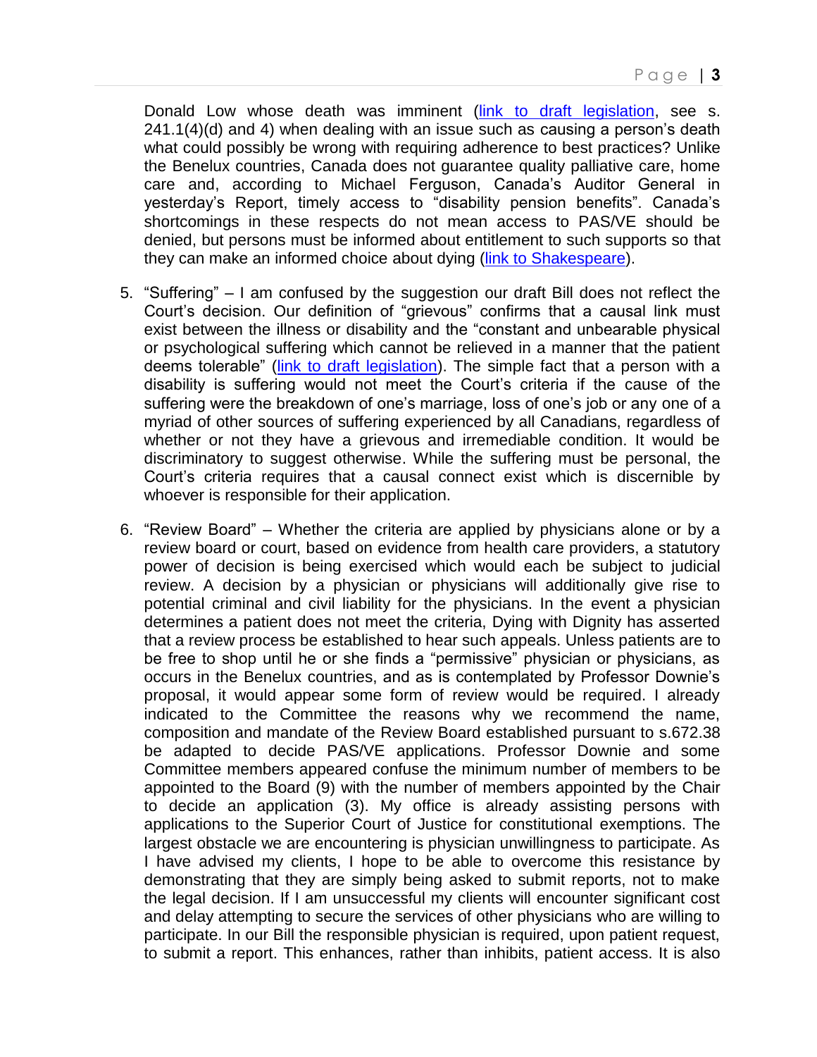Donald Low whose death was imminent ([link to draft legislation](), see s. 241.1(4)(d) and 4) when dealing with an issue such as causing a person's death what could possibly be wrong with requiring adherence to best practices? Unlike the Benelux countries, Canada does not guarantee quality palliative care, home care and, according to Michael Ferguson, Canada's Auditor General in yesterday's Report, timely access to "disability pension benefits". Canada's shortcomings in these respects do not mean access to PAS/VE should be denied, but persons must be informed about entitlement to such supports so that they can make an informed choice about dying ([link to Shakespeare]()).

5. "Suffering" – I am confused by the suggestion our draft Bill does not reflect the Court's decision. Our definition of "grievous" confirms that a causal link must exist between the illness or disability and the "constant and unbearable physical or psychological suffering which cannot be relieved in a manner that the patient deems tolerable" ([link to draft legislation]()). The simple fact that a person with a disability is suffering would not meet the Court's criteria if the cause of the suffering were the breakdown of one's marriage, loss of one's job or any one of a myriad of other sources of suffering experienced by all Canadians, regardless of whether or not they have a grievous and irremediable condition. It would be discriminatory to suggest otherwise. While the suffering must be personal, the Court's criteria requires that a causal connect exist which is discernible by whoever is responsible for their application.

6. "Review Board" – Whether the criteria are applied by physicians alone or by a review board or court, based on evidence from health care providers, a statutory power of decision is being exercised which would each be subject to judicial review. A decision by a physician or physicians will additionally give rise to potential criminal and civil liability for the physicians. In the event a physician determines a patient does not meet the criteria, Dying with Dignity has asserted that a review process be established to hear such appeals. Unless patients are to be free to shop until he or she finds a "permissive" physician or physicians, as occurs in the Benelux countries, and as is contemplated by Professor Downie's proposal, it would appear some form of review would be required. I already indicated to the Committee the reasons why we recommend the name, composition and mandate of the Review Board established pursuant to s.672.38 be adapted to decide PAS/VE applications. Professor Downie and some Committee members appeared confuse the minimum number of members to be appointed to the Board (9) with the number of members appointed by the Chair to decide an application (3). My office is already assisting persons with applications to the Superior Court of Justice for constitutional exemptions. The largest obstacle we are encountering is physician unwillingness to participate. As I have advised my clients, I hope to be able to overcome this resistance by demonstrating that they are simply being asked to submit reports, not to make the legal decision. If I am unsuccessful my clients will encounter significant cost and delay attempting to secure the services of other physicians who are willing to participate. In our Bill the responsible physician is required, upon patient request, to submit a report. This enhances, rather than inhibits, patient access. It is also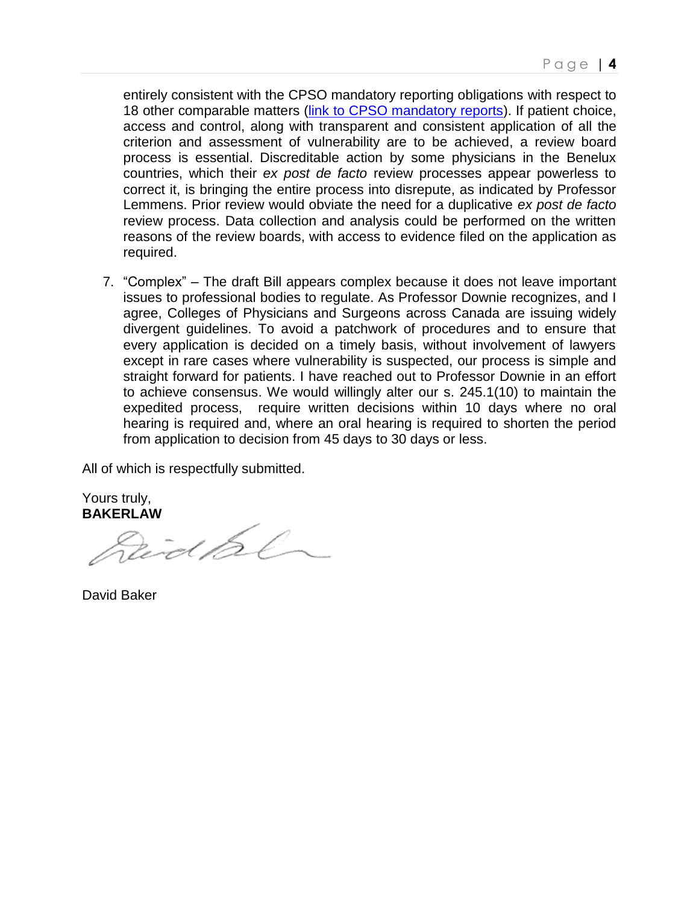entirely consistent with the CPSO mandatory reporting obligations with respect to 18 other comparable matters ([link to CPSO mandatory reports]). If patient choice, access and control, along with transparent and consistent application of all the criterion and assessment of vulnerability are to be achieved, a review board process is essential. Discreditable action by some physicians in the Benelux countries, which their *ex post de facto* review processes appear powerless to correct it, is bringing the entire process into disrepute, as indicated by Professor Lemmens. Prior review would obviate the need for a duplicative *ex post de facto* review process. Data collection and analysis could be performed on the written reasons of the review boards, with access to evidence filed on the application as required.

7. "Complex" – The draft Bill appears complex because it does not leave important issues to professional bodies to regulate. As Professor Downie recognizes, and I agree, Colleges of Physicians and Surgeons across Canada are issuing widely divergent guidelines. To avoid a patchwork of procedures and to ensure that every application is decided on a timely basis, without involvement of lawyers except in rare cases where vulnerability is suspected, our process is simple and straight forward for patients. I have reached out to Professor Downie in an effort to achieve consensus. We would willingly alter our s. 245.1(10) to maintain the expedited process, require written decisions within 10 days where no oral hearing is required and, where an oral hearing is required to shorten the period from application to decision from 45 days to 30 days or less.

All of which is respectfully submitted.

Yours truly,
**BAKERLAW**

David Baker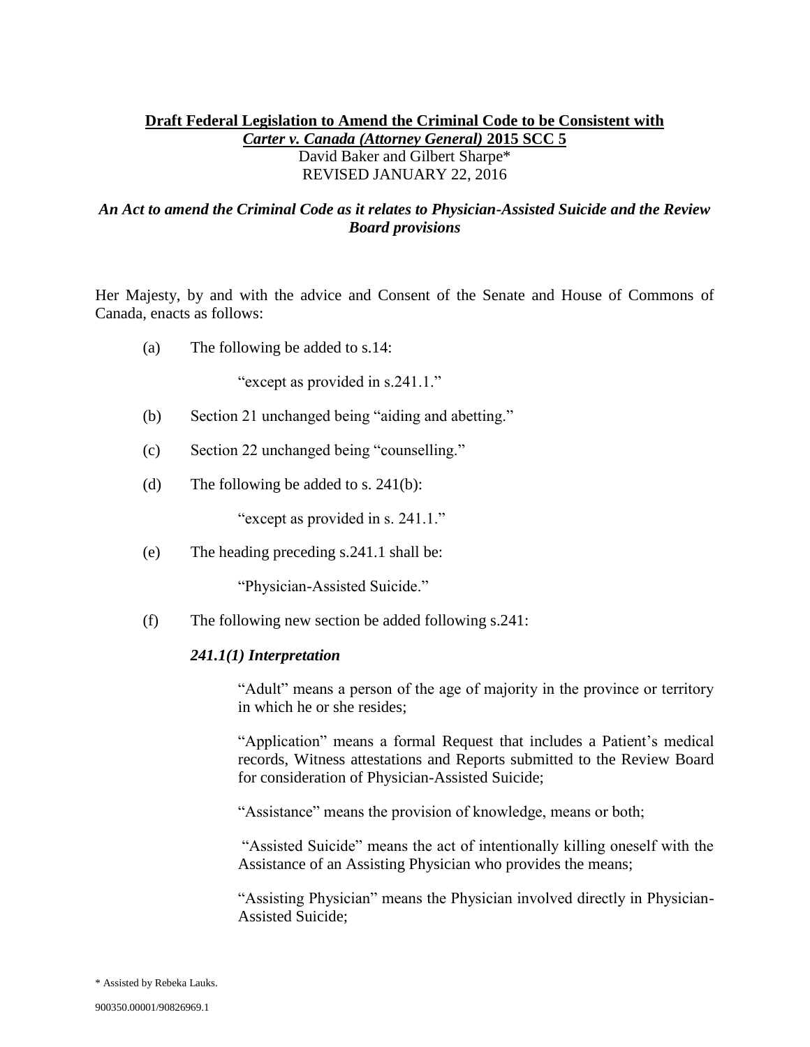**Draft Federal Legislation to Amend the Criminal Code to be Consistent with *Carter v. Canada (Attorney General)* 2015 SCC 5**

David Baker and Gilbert Sharpe*

REVISED JANUARY 22, 2016

***An Act to amend the Criminal Code as it relates to Physician-Assisted Suicide and the Review Board provisions***

Her Majesty, by and with the advice and Consent of the Senate and House of Commons of Canada, enacts as follows:

(a) The following be added to s.14:

"except as provided in s.241.1."

(b) Section 21 unchanged being "aiding and abetting."

(c) Section 22 unchanged being "counselling."

(d) The following be added to s. 241(b):

"except as provided in s. 241.1."

(e) The heading preceding s.241.1 shall be:

"Physician-Assisted Suicide."

(f) The following new section be added following s.241:

***241.1(1) Interpretation***

"Adult" means a person of the age of majority in the province or territory in which he or she resides;

"Application" means a formal Request that includes a Patient's medical records, Witness attestations and Reports submitted to the Review Board for consideration of Physician-Assisted Suicide;

"Assistance" means the provision of knowledge, means or both;

"Assisted Suicide" means the act of intentionally killing oneself with the Assistance of an Assisting Physician who provides the means;

"Assisting Physician" means the Physician involved directly in Physician-Assisted Suicide;

\* Assisted by Rebeka Lauks.

900350.00001/90826969.1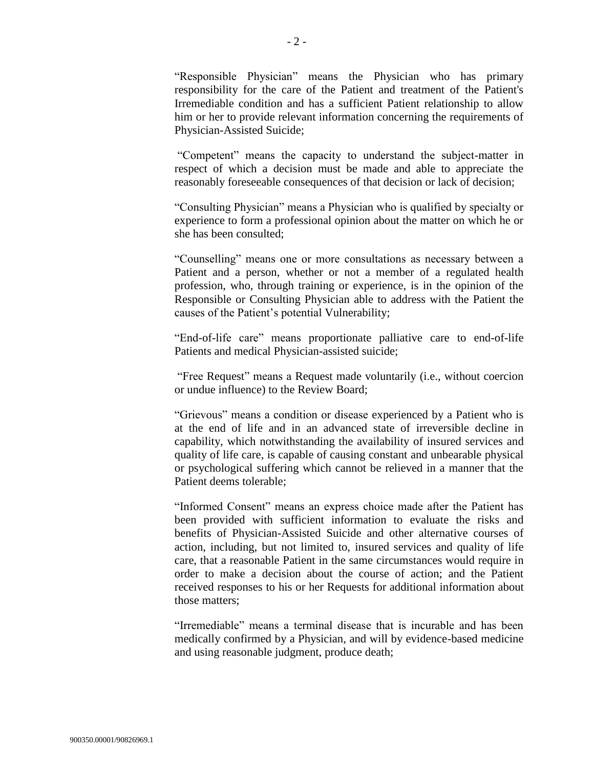"Responsible Physician" means the Physician who has primary responsibility for the care of the Patient and treatment of the Patient's Irremediable condition and has a sufficient Patient relationship to allow him or her to provide relevant information concerning the requirements of Physician-Assisted Suicide;

"Competent" means the capacity to understand the subject-matter in respect of which a decision must be made and able to appreciate the reasonably foreseeable consequences of that decision or lack of decision;

"Consulting Physician" means a Physician who is qualified by specialty or experience to form a professional opinion about the matter on which he or she has been consulted;

"Counselling" means one or more consultations as necessary between a Patient and a person, whether or not a member of a regulated health profession, who, through training or experience, is in the opinion of the Responsible or Consulting Physician able to address with the Patient the causes of the Patient's potential Vulnerability;

"End-of-life care" means proportionate palliative care to end-of-life Patients and medical Physician-assisted suicide;

"Free Request" means a Request made voluntarily (i.e., without coercion or undue influence) to the Review Board;

"Grievous" means a condition or disease experienced by a Patient who is at the end of life and in an advanced state of irreversible decline in capability, which notwithstanding the availability of insured services and quality of life care, is capable of causing constant and unbearable physical or psychological suffering which cannot be relieved in a manner that the Patient deems tolerable;

"Informed Consent" means an express choice made after the Patient has been provided with sufficient information to evaluate the risks and benefits of Physician-Assisted Suicide and other alternative courses of action, including, but not limited to, insured services and quality of life care, that a reasonable Patient in the same circumstances would require in order to make a decision about the course of action; and the Patient received responses to his or her Requests for additional information about those matters;

"Irremediable" means a terminal disease that is incurable and has been medically confirmed by a Physician, and will by evidence-based medicine and using reasonable judgment, produce death;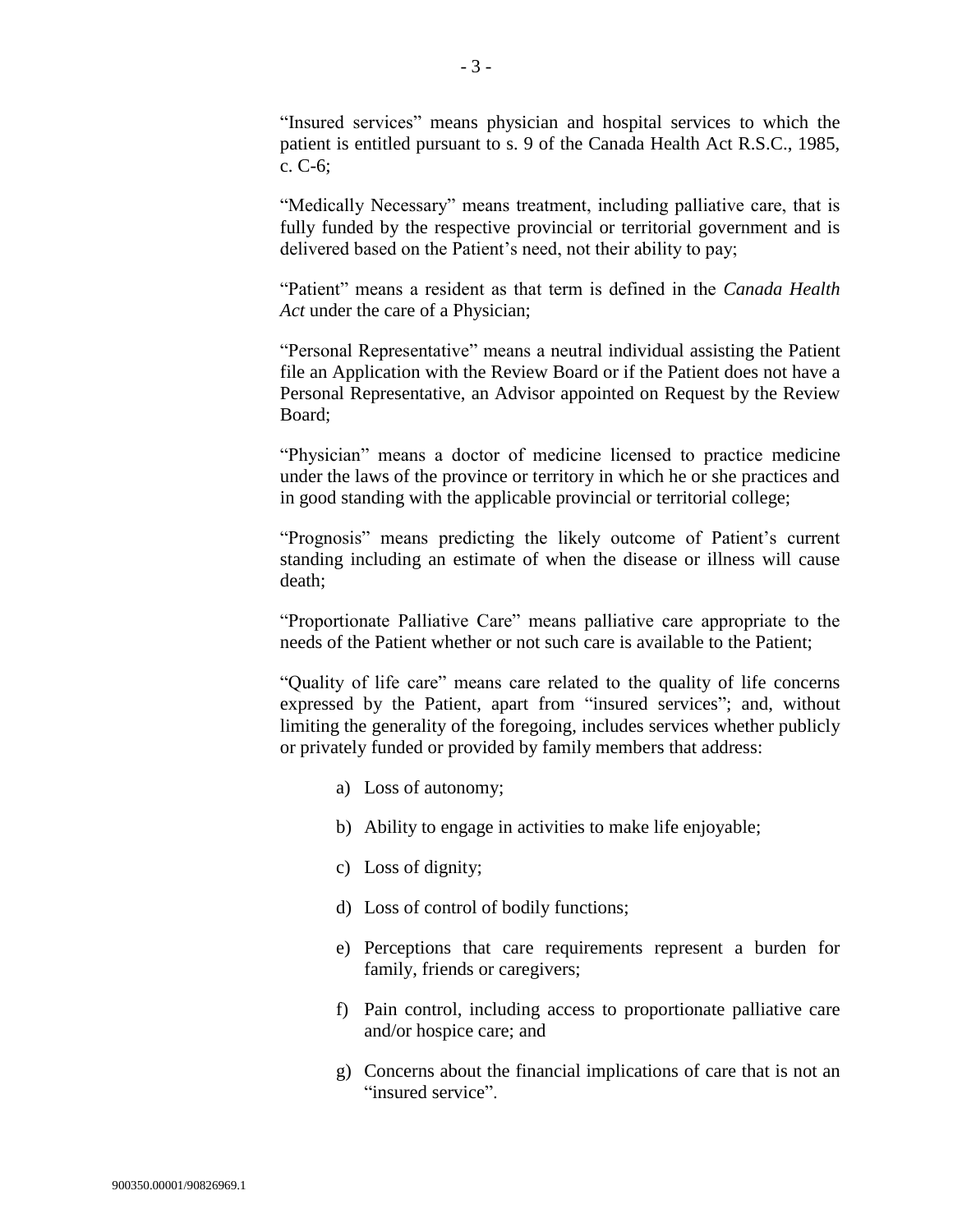"Insured services" means physician and hospital services to which the patient is entitled pursuant to s. 9 of the Canada Health Act R.S.C., 1985, c. C-6;

"Medically Necessary" means treatment, including palliative care, that is fully funded by the respective provincial or territorial government and is delivered based on the Patient's need, not their ability to pay;

"Patient" means a resident as that term is defined in the *Canada Health Act* under the care of a Physician;

"Personal Representative" means a neutral individual assisting the Patient file an Application with the Review Board or if the Patient does not have a Personal Representative, an Advisor appointed on Request by the Review Board;

"Physician" means a doctor of medicine licensed to practice medicine under the laws of the province or territory in which he or she practices and in good standing with the applicable provincial or territorial college;

"Prognosis" means predicting the likely outcome of Patient's current standing including an estimate of when the disease or illness will cause death;

"Proportionate Palliative Care" means palliative care appropriate to the needs of the Patient whether or not such care is available to the Patient;

"Quality of life care" means care related to the quality of life concerns expressed by the Patient, apart from "insured services"; and, without limiting the generality of the foregoing, includes services whether publicly or privately funded or provided by family members that address:

a) Loss of autonomy;

b) Ability to engage in activities to make life enjoyable;

c) Loss of dignity;

d) Loss of control of bodily functions;

e) Perceptions that care requirements represent a burden for family, friends or caregivers;

f) Pain control, including access to proportionate palliative care and/or hospice care; and

g) Concerns about the financial implications of care that is not an "insured service".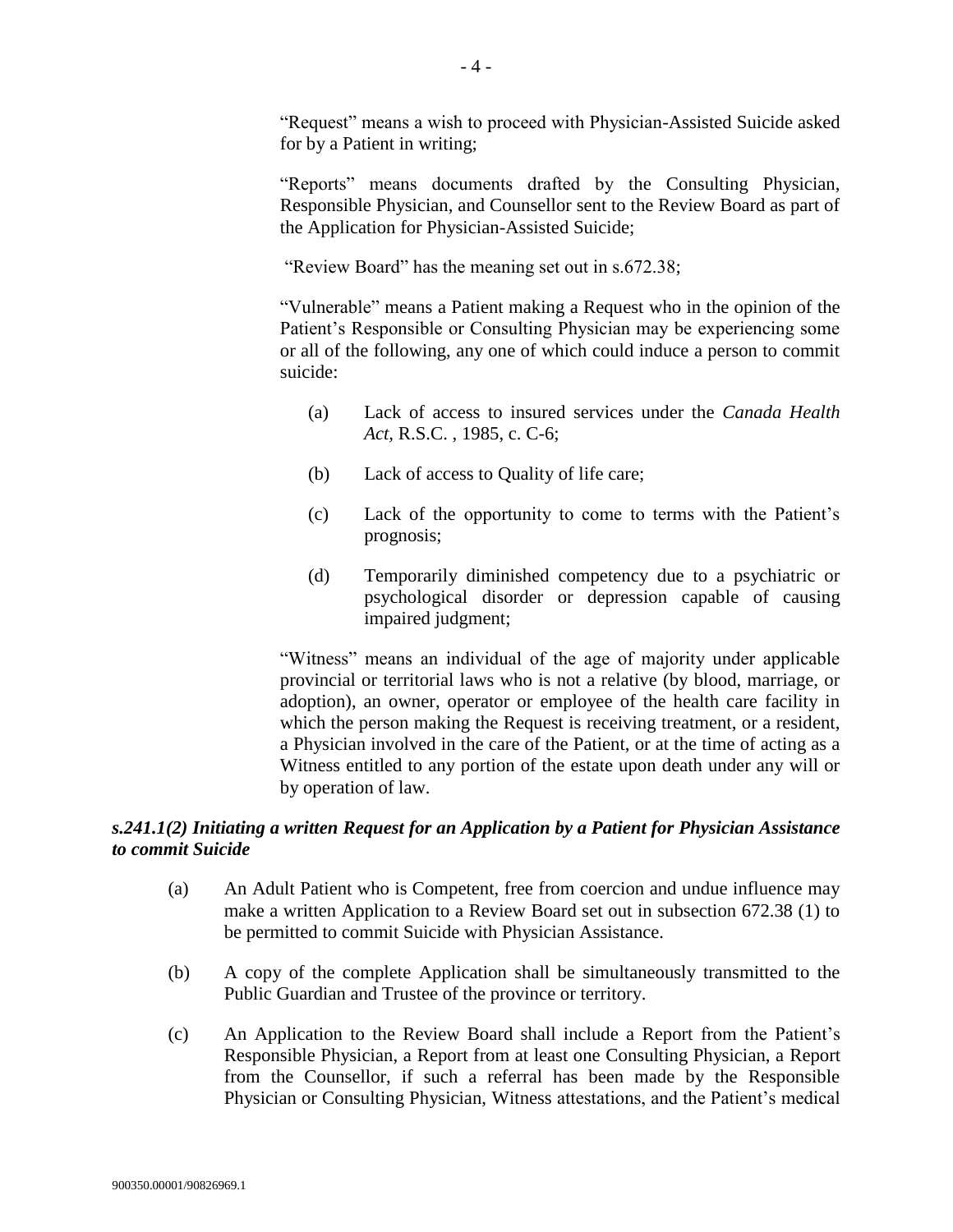"Request" means a wish to proceed with Physician-Assisted Suicide asked for by a Patient in writing;

"Reports" means documents drafted by the Consulting Physician, Responsible Physician, and Counsellor sent to the Review Board as part of the Application for Physician-Assisted Suicide;

"Review Board" has the meaning set out in s.672.38;

"Vulnerable" means a Patient making a Request who in the opinion of the Patient's Responsible or Consulting Physician may be experiencing some or all of the following, any one of which could induce a person to commit suicide:

(a) Lack of access to insured services under the *Canada Health Act*, R.S.C. , 1985, c. C-6;

(b) Lack of access to Quality of life care;

(c) Lack of the opportunity to come to terms with the Patient's prognosis;

(d) Temporarily diminished competency due to a psychiatric or psychological disorder or depression capable of causing impaired judgment;

"Witness" means an individual of the age of majority under applicable provincial or territorial laws who is not a relative (by blood, marriage, or adoption), an owner, operator or employee of the health care facility in which the person making the Request is receiving treatment, or a resident, a Physician involved in the care of the Patient, or at the time of acting as a Witness entitled to any portion of the estate upon death under any will or by operation of law.

***s.241.1(2) Initiating a written Request for an Application by a Patient for Physician Assistance to commit Suicide***

(a) An Adult Patient who is Competent, free from coercion and undue influence may make a written Application to a Review Board set out in subsection 672.38 (1) to be permitted to commit Suicide with Physician Assistance.

(b) A copy of the complete Application shall be simultaneously transmitted to the Public Guardian and Trustee of the province or territory.

(c) An Application to the Review Board shall include a Report from the Patient's Responsible Physician, a Report from at least one Consulting Physician, a Report from the Counsellor, if such a referral has been made by the Responsible Physician or Consulting Physician, Witness attestations, and the Patient's medical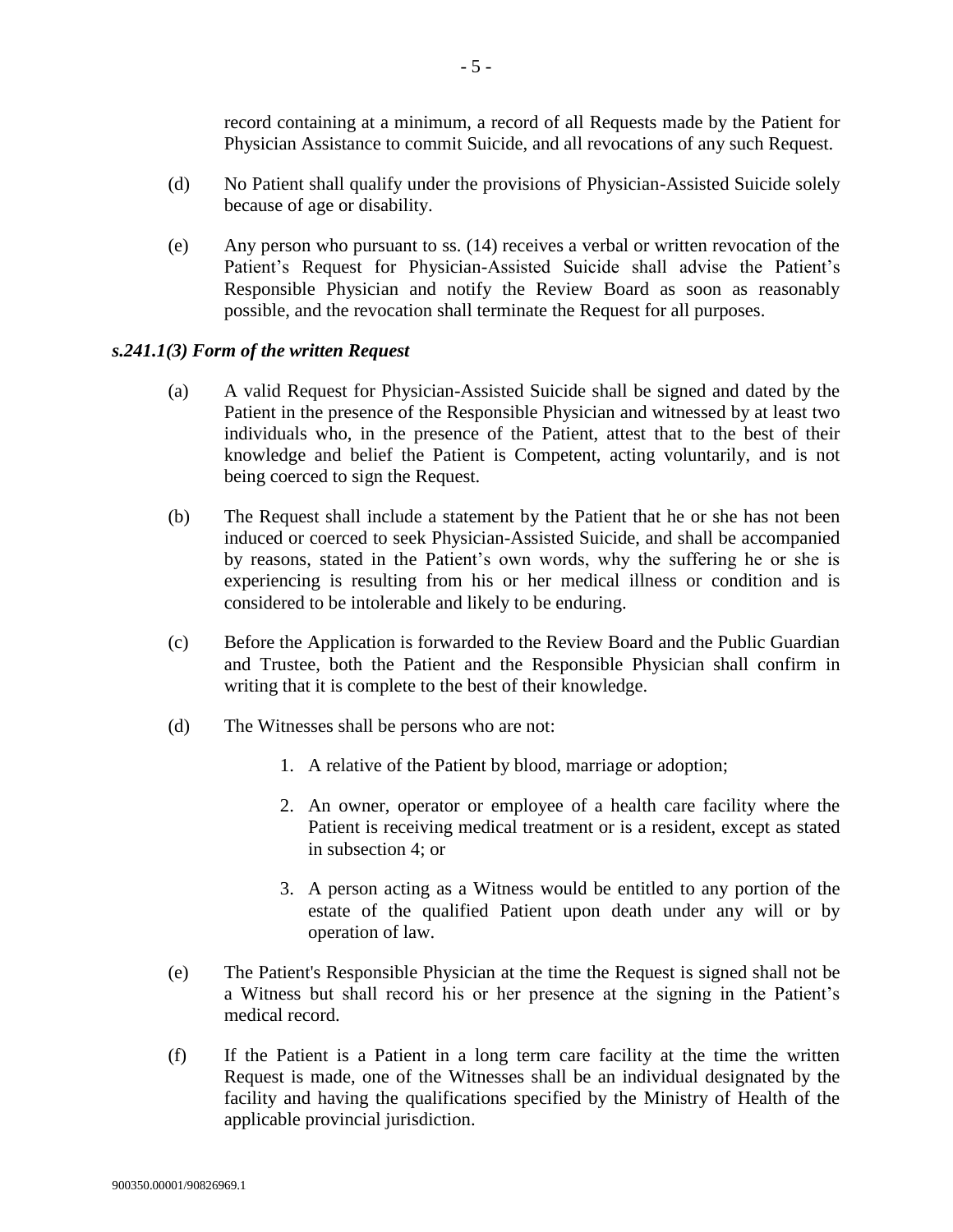record containing at a minimum, a record of all Requests made by the Patient for Physician Assistance to commit Suicide, and all revocations of any such Request.

(d) No Patient shall qualify under the provisions of Physician-Assisted Suicide solely because of age or disability.

(e) Any person who pursuant to ss. (14) receives a verbal or written revocation of the Patient's Request for Physician-Assisted Suicide shall advise the Patient's Responsible Physician and notify the Review Board as soon as reasonably possible, and the revocation shall terminate the Request for all purposes.

***s.241.1(3) Form of the written Request***

(a) A valid Request for Physician-Assisted Suicide shall be signed and dated by the Patient in the presence of the Responsible Physician and witnessed by at least two individuals who, in the presence of the Patient, attest that to the best of their knowledge and belief the Patient is Competent, acting voluntarily, and is not being coerced to sign the Request.

(b) The Request shall include a statement by the Patient that he or she has not been induced or coerced to seek Physician-Assisted Suicide, and shall be accompanied by reasons, stated in the Patient's own words, why the suffering he or she is experiencing is resulting from his or her medical illness or condition and is considered to be intolerable and likely to be enduring.

(c) Before the Application is forwarded to the Review Board and the Public Guardian and Trustee, both the Patient and the Responsible Physician shall confirm in writing that it is complete to the best of their knowledge.

(d) The Witnesses shall be persons who are not:

1. A relative of the Patient by blood, marriage or adoption;
2. An owner, operator or employee of a health care facility where the Patient is receiving medical treatment or is a resident, except as stated in subsection 4; or
3. A person acting as a Witness would be entitled to any portion of the estate of the qualified Patient upon death under any will or by operation of law.

(e) The Patient's Responsible Physician at the time the Request is signed shall not be a Witness but shall record his or her presence at the signing in the Patient's medical record.

(f) If the Patient is a Patient in a long term care facility at the time the written Request is made, one of the Witnesses shall be an individual designated by the facility and having the qualifications specified by the Ministry of Health of the applicable provincial jurisdiction.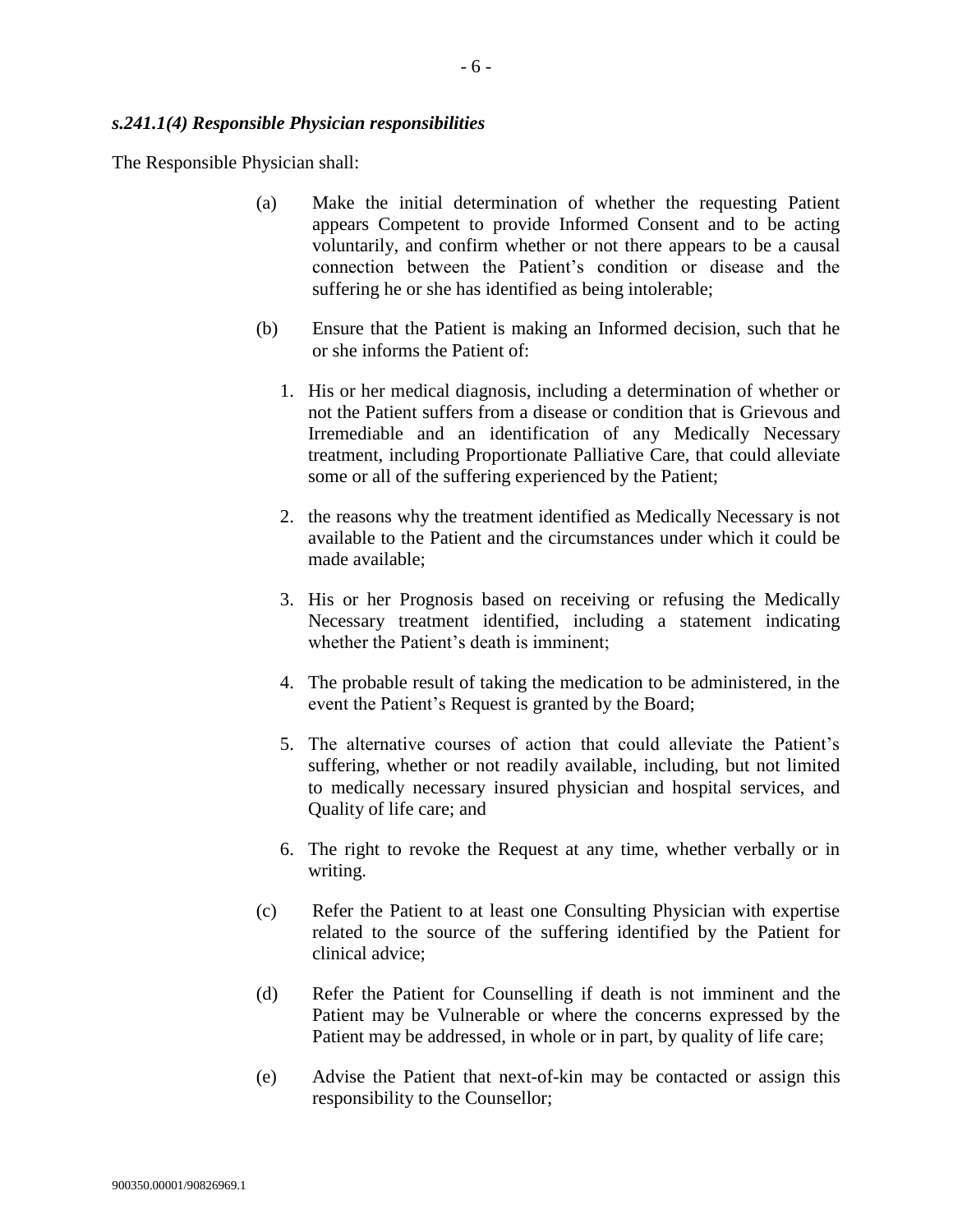### *s.241.1(4) Responsible Physician responsibilities*

The Responsible Physician shall:

(a) Make the initial determination of whether the requesting Patient appears Competent to provide Informed Consent and to be acting voluntarily, and confirm whether or not there appears to be a causal connection between the Patient's condition or disease and the suffering he or she has identified as being intolerable;

(b) Ensure that the Patient is making an Informed decision, such that he or she informs the Patient of:

1. His or her medical diagnosis, including a determination of whether or not the Patient suffers from a disease or condition that is Grievous and Irremediable and an identification of any Medically Necessary treatment, including Proportionate Palliative Care, that could alleviate some or all of the suffering experienced by the Patient;
2. the reasons why the treatment identified as Medically Necessary is not available to the Patient and the circumstances under which it could be made available;
3. His or her Prognosis based on receiving or refusing the Medically Necessary treatment identified, including a statement indicating whether the Patient's death is imminent;
4. The probable result of taking the medication to be administered, in the event the Patient's Request is granted by the Board;
5. The alternative courses of action that could alleviate the Patient's suffering, whether or not readily available, including, but not limited to medically necessary insured physician and hospital services, and Quality of life care; and
6. The right to revoke the Request at any time, whether verbally or in writing.

(c) Refer the Patient to at least one Consulting Physician with expertise related to the source of the suffering identified by the Patient for clinical advice;

(d) Refer the Patient for Counselling if death is not imminent and the Patient may be Vulnerable or where the concerns expressed by the Patient may be addressed, in whole or in part, by quality of life care;

(e) Advise the Patient that next-of-kin may be contacted or assign this responsibility to the Counsellor;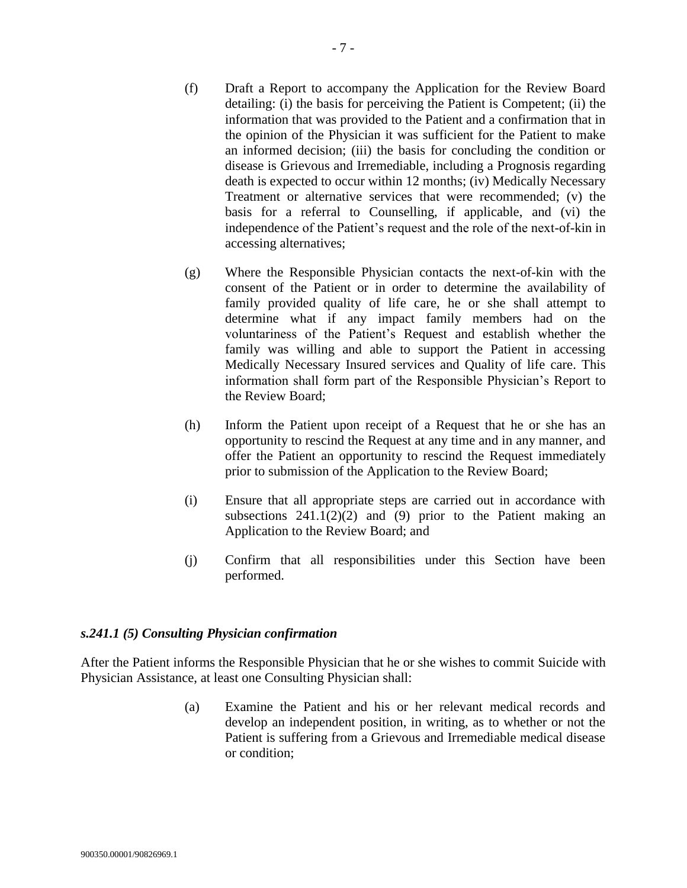(f) Draft a Report to accompany the Application for the Review Board detailing: (i) the basis for perceiving the Patient is Competent; (ii) the information that was provided to the Patient and a confirmation that in the opinion of the Physician it was sufficient for the Patient to make an informed decision; (iii) the basis for concluding the condition or disease is Grievous and Irremediable, including a Prognosis regarding death is expected to occur within 12 months; (iv) Medically Necessary Treatment or alternative services that were recommended; (v) the basis for a referral to Counselling, if applicable, and (vi) the independence of the Patient's request and the role of the next-of-kin in accessing alternatives;

(g) Where the Responsible Physician contacts the next-of-kin with the consent of the Patient or in order to determine the availability of family provided quality of life care, he or she shall attempt to determine what if any impact family members had on the voluntariness of the Patient's Request and establish whether the family was willing and able to support the Patient in accessing Medically Necessary Insured services and Quality of life care. This information shall form part of the Responsible Physician's Report to the Review Board;

(h) Inform the Patient upon receipt of a Request that he or she has an opportunity to rescind the Request at any time and in any manner, and offer the Patient an opportunity to rescind the Request immediately prior to submission of the Application to the Review Board;

(i) Ensure that all appropriate steps are carried out in accordance with subsections 241.1(2)(2) and (9) prior to the Patient making an Application to the Review Board; and

(j) Confirm that all responsibilities under this Section have been performed.

### *s.241.1 (5) Consulting Physician confirmation*

After the Patient informs the Responsible Physician that he or she wishes to commit Suicide with Physician Assistance, at least one Consulting Physician shall:

(a) Examine the Patient and his or her relevant medical records and develop an independent position, in writing, as to whether or not the Patient is suffering from a Grievous and Irremediable medical disease or condition;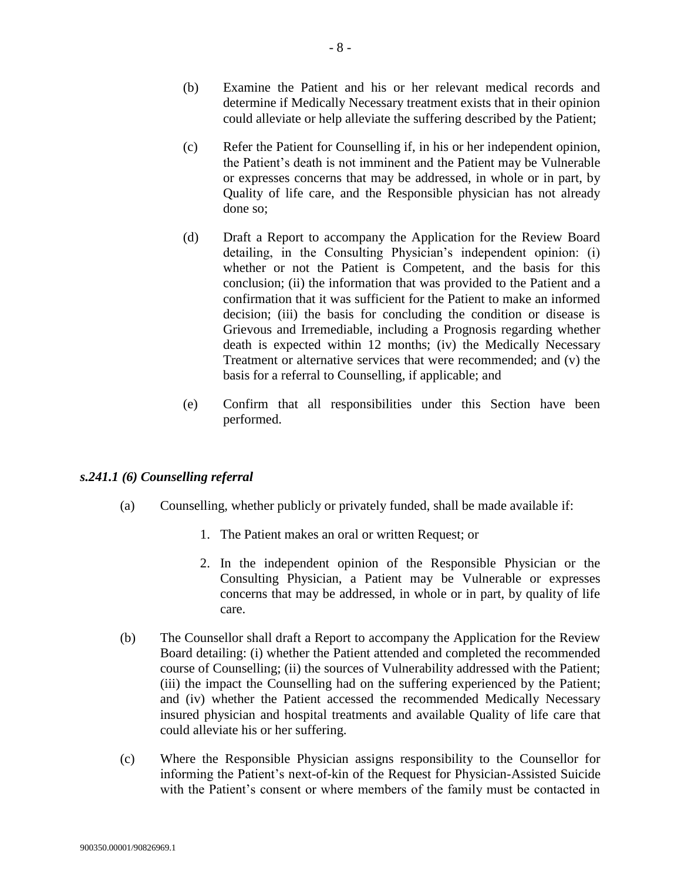(b) Examine the Patient and his or her relevant medical records and determine if Medically Necessary treatment exists that in their opinion could alleviate or help alleviate the suffering described by the Patient;

(c) Refer the Patient for Counselling if, in his or her independent opinion, the Patient's death is not imminent and the Patient may be Vulnerable or expresses concerns that may be addressed, in whole or in part, by Quality of life care, and the Responsible physician has not already done so;

(d) Draft a Report to accompany the Application for the Review Board detailing, in the Consulting Physician's independent opinion: (i) whether or not the Patient is Competent, and the basis for this conclusion; (ii) the information that was provided to the Patient and a confirmation that it was sufficient for the Patient to make an informed decision; (iii) the basis for concluding the condition or disease is Grievous and Irremediable, including a Prognosis regarding whether death is expected within 12 months; (iv) the Medically Necessary Treatment or alternative services that were recommended; and (v) the basis for a referral to Counselling, if applicable; and

(e) Confirm that all responsibilities under this Section have been performed.

### *s.241.1 (6) Counselling referral*

(a) Counselling, whether publicly or privately funded, shall be made available if:

1. The Patient makes an oral or written Request; or
2. In the independent opinion of the Responsible Physician or the Consulting Physician, a Patient may be Vulnerable or expresses concerns that may be addressed, in whole or in part, by quality of life care.

(b) The Counsellor shall draft a Report to accompany the Application for the Review Board detailing: (i) whether the Patient attended and completed the recommended course of Counselling; (ii) the sources of Vulnerability addressed with the Patient; (iii) the impact the Counselling had on the suffering experienced by the Patient; and (iv) whether the Patient accessed the recommended Medically Necessary insured physician and hospital treatments and available Quality of life care that could alleviate his or her suffering.

(c) Where the Responsible Physician assigns responsibility to the Counsellor for informing the Patient's next-of-kin of the Request for Physician-Assisted Suicide with the Patient's consent or where members of the family must be contacted in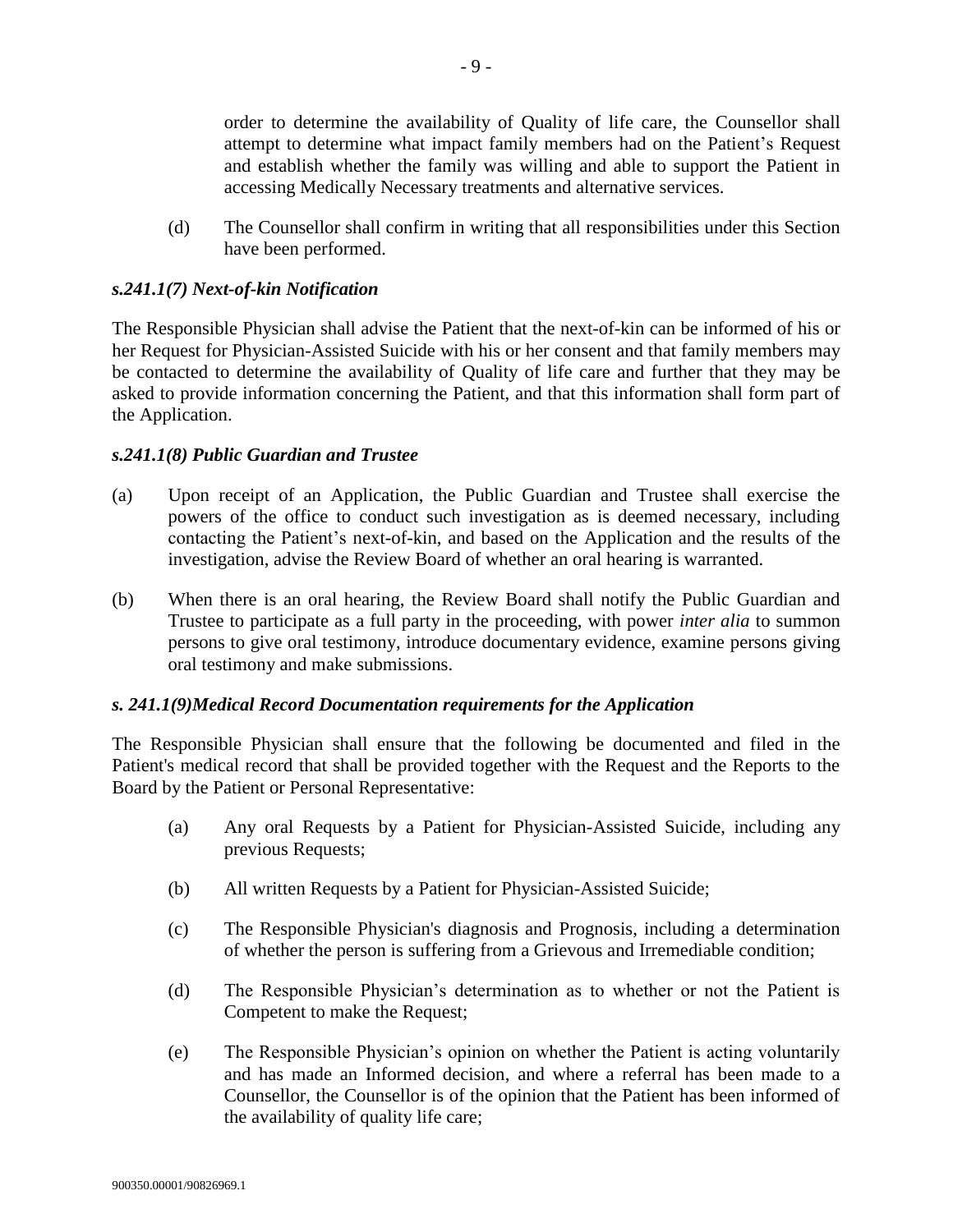order to determine the availability of Quality of life care, the Counsellor shall attempt to determine what impact family members had on the Patient's Request and establish whether the family was willing and able to support the Patient in accessing Medically Necessary treatments and alternative services.

(d) The Counsellor shall confirm in writing that all responsibilities under this Section have been performed.

### *s.241.1(7) Next-of-kin Notification*

The Responsible Physician shall advise the Patient that the next-of-kin can be informed of his or her Request for Physician-Assisted Suicide with his or her consent and that family members may be contacted to determine the availability of Quality of life care and further that they may be asked to provide information concerning the Patient, and that this information shall form part of the Application.

### *s.241.1(8) Public Guardian and Trustee*

(a) Upon receipt of an Application, the Public Guardian and Trustee shall exercise the powers of the office to conduct such investigation as is deemed necessary, including contacting the Patient's next-of-kin, and based on the Application and the results of the investigation, advise the Review Board of whether an oral hearing is warranted.

(b) When there is an oral hearing, the Review Board shall notify the Public Guardian and Trustee to participate as a full party in the proceeding, with power *inter alia* to summon persons to give oral testimony, introduce documentary evidence, examine persons giving oral testimony and make submissions.

### *s. 241.1(9)Medical Record Documentation requirements for the Application*

The Responsible Physician shall ensure that the following be documented and filed in the Patient's medical record that shall be provided together with the Request and the Reports to the Board by the Patient or Personal Representative:

(a) Any oral Requests by a Patient for Physician-Assisted Suicide, including any previous Requests;

(b) All written Requests by a Patient for Physician-Assisted Suicide;

(c) The Responsible Physician's diagnosis and Prognosis, including a determination of whether the person is suffering from a Grievous and Irremediable condition;

(d) The Responsible Physician's determination as to whether or not the Patient is Competent to make the Request;

(e) The Responsible Physician's opinion on whether the Patient is acting voluntarily and has made an Informed decision, and where a referral has been made to a Counsellor, the Counsellor is of the opinion that the Patient has been informed of the availability of quality life care;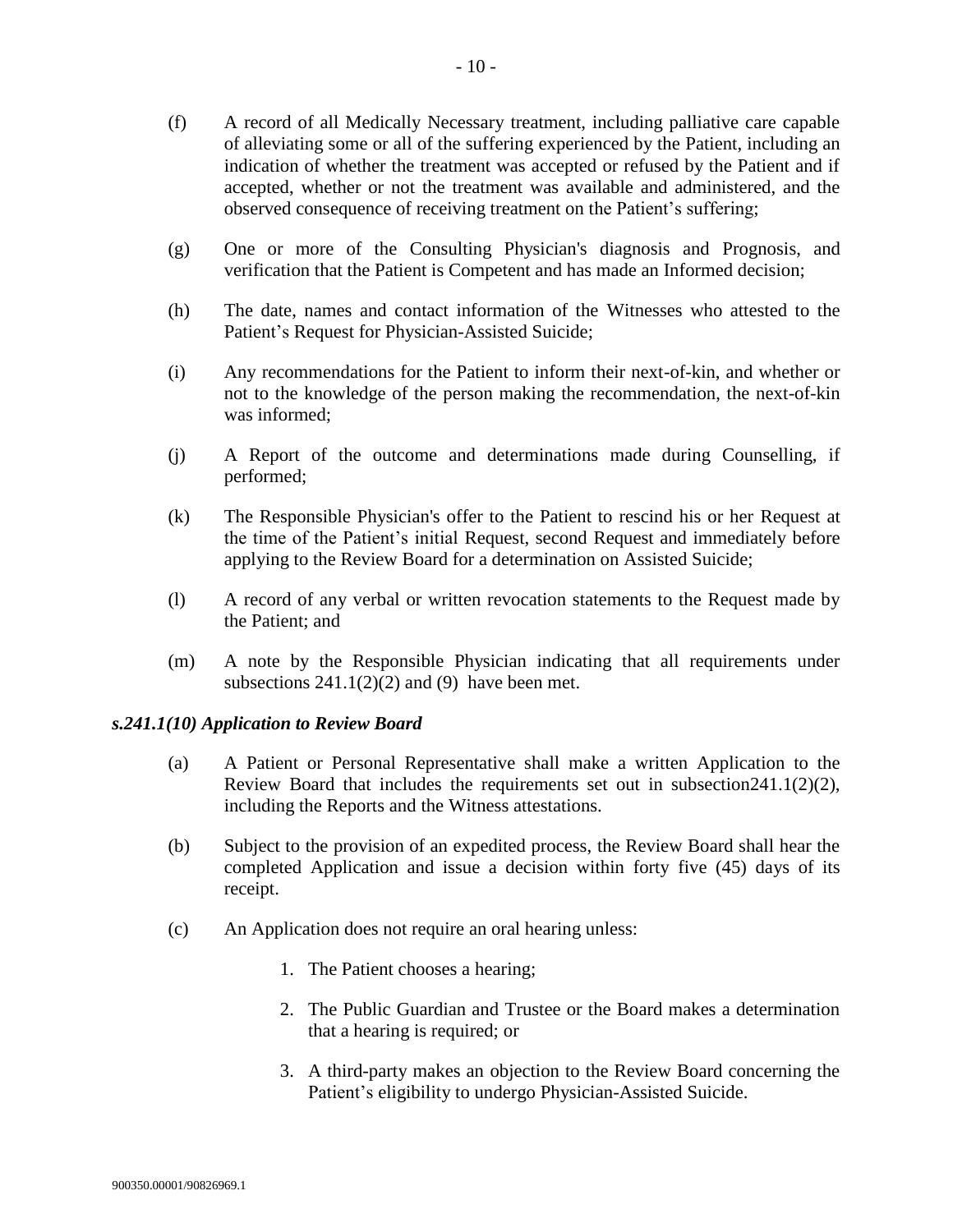(f) A record of all Medically Necessary treatment, including palliative care capable of alleviating some or all of the suffering experienced by the Patient, including an indication of whether the treatment was accepted or refused by the Patient and if accepted, whether or not the treatment was available and administered, and the observed consequence of receiving treatment on the Patient's suffering;

(g) One or more of the Consulting Physician's diagnosis and Prognosis, and verification that the Patient is Competent and has made an Informed decision;

(h) The date, names and contact information of the Witnesses who attested to the Patient's Request for Physician-Assisted Suicide;

(i) Any recommendations for the Patient to inform their next-of-kin, and whether or not to the knowledge of the person making the recommendation, the next-of-kin was informed;

(j) A Report of the outcome and determinations made during Counselling, if performed;

(k) The Responsible Physician's offer to the Patient to rescind his or her Request at the time of the Patient's initial Request, second Request and immediately before applying to the Review Board for a determination on Assisted Suicide;

(l) A record of any verbal or written revocation statements to the Request made by the Patient; and

(m) A note by the Responsible Physician indicating that all requirements under subsections 241.1(2)(2) and (9) have been met.

### *s.241.1(10) Application to Review Board*

(a) A Patient or Personal Representative shall make a written Application to the Review Board that includes the requirements set out in subsection241.1(2)(2), including the Reports and the Witness attestations.

(b) Subject to the provision of an expedited process, the Review Board shall hear the completed Application and issue a decision within forty five (45) days of its receipt.

(c) An Application does not require an oral hearing unless:

1. The Patient chooses a hearing;
2. The Public Guardian and Trustee or the Board makes a determination that a hearing is required; or
3. A third-party makes an objection to the Review Board concerning the Patient's eligibility to undergo Physician-Assisted Suicide.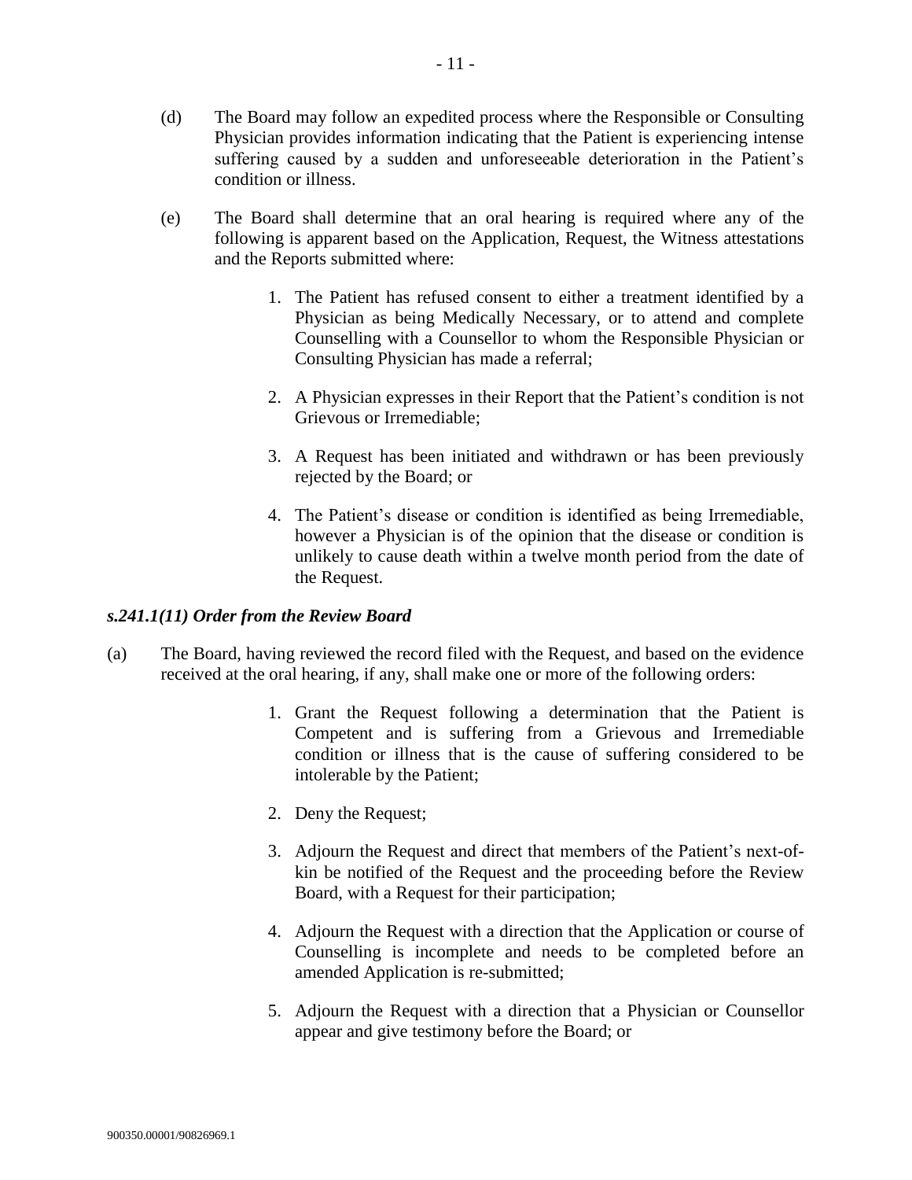(d) The Board may follow an expedited process where the Responsible or Consulting Physician provides information indicating that the Patient is experiencing intense suffering caused by a sudden and unforeseeable deterioration in the Patient's condition or illness.

(e) The Board shall determine that an oral hearing is required where any of the following is apparent based on the Application, Request, the Witness attestations and the Reports submitted where:

1. The Patient has refused consent to either a treatment identified by a Physician as being Medically Necessary, or to attend and complete Counselling with a Counsellor to whom the Responsible Physician or Consulting Physician has made a referral;
2. A Physician expresses in their Report that the Patient's condition is not Grievous or Irremediable;
3. A Request has been initiated and withdrawn or has been previously rejected by the Board; or
4. The Patient's disease or condition is identified as being Irremediable, however a Physician is of the opinion that the disease or condition is unlikely to cause death within a twelve month period from the date of the Request.

### *s.241.1(11) Order from the Review Board*

(a) The Board, having reviewed the record filed with the Request, and based on the evidence received at the oral hearing, if any, shall make one or more of the following orders:

1. Grant the Request following a determination that the Patient is Competent and is suffering from a Grievous and Irremediable condition or illness that is the cause of suffering considered to be intolerable by the Patient;
2. Deny the Request;
3. Adjourn the Request and direct that members of the Patient's next-of-kin be notified of the Request and the proceeding before the Review Board, with a Request for their participation;
4. Adjourn the Request with a direction that the Application or course of Counselling is incomplete and needs to be completed before an amended Application is re-submitted;
5. Adjourn the Request with a direction that a Physician or Counsellor appear and give testimony before the Board; or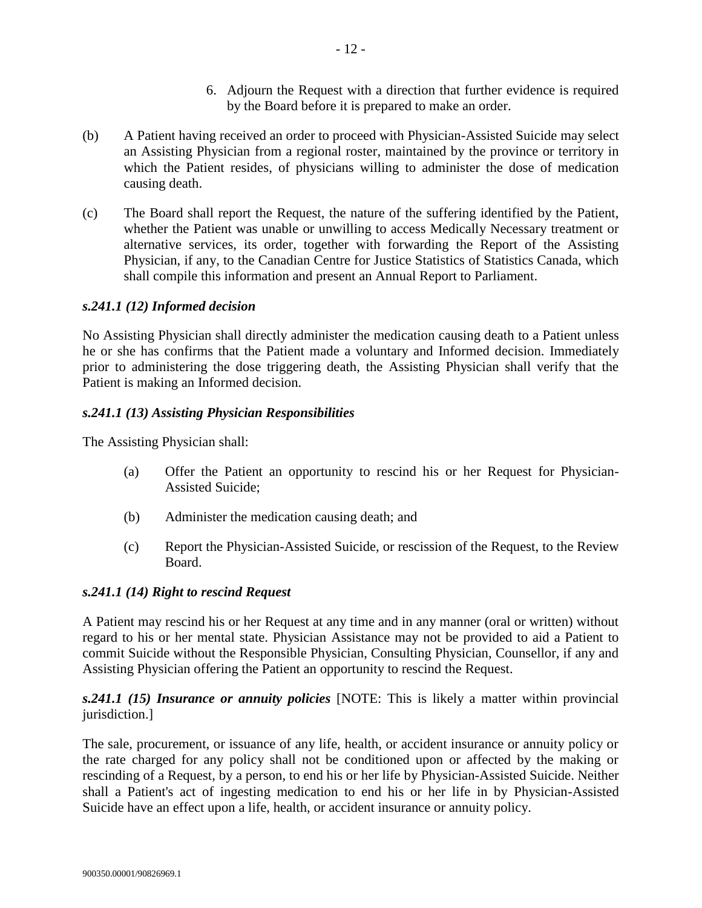6. Adjourn the Request with a direction that further evidence is required by the Board before it is prepared to make an order.

(b) A Patient having received an order to proceed with Physician-Assisted Suicide may select an Assisting Physician from a regional roster, maintained by the province or territory in which the Patient resides, of physicians willing to administer the dose of medication causing death.

(c) The Board shall report the Request, the nature of the suffering identified by the Patient, whether the Patient was unable or unwilling to access Medically Necessary treatment or alternative services, its order, together with forwarding the Report of the Assisting Physician, if any, to the Canadian Centre for Justice Statistics of Statistics Canada, which shall compile this information and present an Annual Report to Parliament.

***s.241.1 (12) Informed decision***

No Assisting Physician shall directly administer the medication causing death to a Patient unless he or she has confirms that the Patient made a voluntary and Informed decision. Immediately prior to administering the dose triggering death, the Assisting Physician shall verify that the Patient is making an Informed decision.

***s.241.1 (13) Assisting Physician Responsibilities***

The Assisting Physician shall:

(a) Offer the Patient an opportunity to rescind his or her Request for Physician-Assisted Suicide;

(b) Administer the medication causing death; and

(c) Report the Physician-Assisted Suicide, or rescission of the Request, to the Review Board.

***s.241.1 (14) Right to rescind Request***

A Patient may rescind his or her Request at any time and in any manner (oral or written) without regard to his or her mental state. Physician Assistance may not be provided to aid a Patient to commit Suicide without the Responsible Physician, Consulting Physician, Counsellor, if any and Assisting Physician offering the Patient an opportunity to rescind the Request.

***s.241.1 (15) Insurance or annuity policies*** [NOTE: This is likely a matter within provincial jurisdiction.]

The sale, procurement, or issuance of any life, health, or accident insurance or annuity policy or the rate charged for any policy shall not be conditioned upon or affected by the making or rescinding of a Request, by a person, to end his or her life by Physician-Assisted Suicide. Neither shall a Patient's act of ingesting medication to end his or her life in by Physician-Assisted Suicide have an effect upon a life, health, or accident insurance or annuity policy.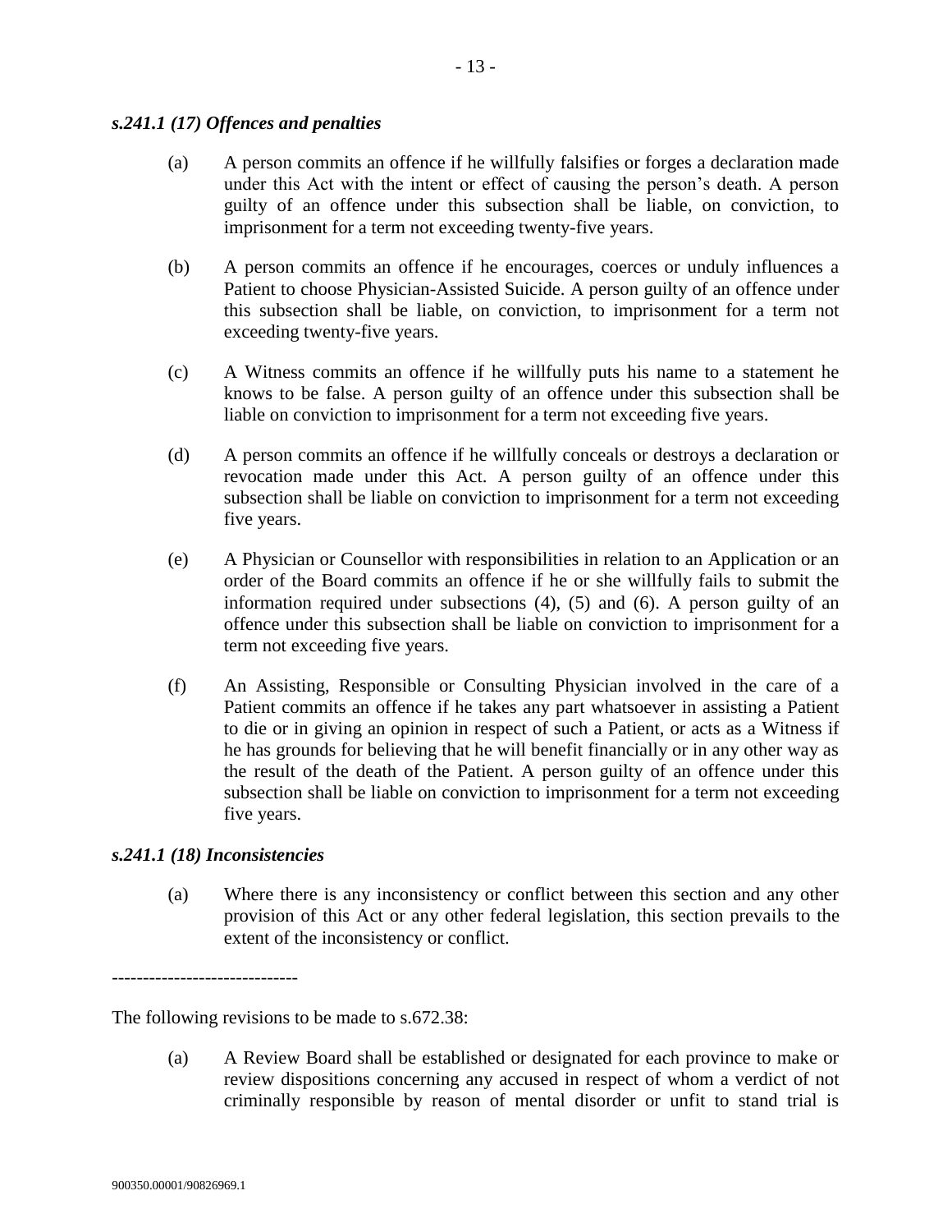### *s.241.1 (17) Offences and penalties*

(a) A person commits an offence if he willfully falsifies or forges a declaration made under this Act with the intent or effect of causing the person's death. A person guilty of an offence under this subsection shall be liable, on conviction, to imprisonment for a term not exceeding twenty-five years.

(b) A person commits an offence if he encourages, coerces or unduly influences a Patient to choose Physician-Assisted Suicide. A person guilty of an offence under this subsection shall be liable, on conviction, to imprisonment for a term not exceeding twenty-five years.

(c) A Witness commits an offence if he willfully puts his name to a statement he knows to be false. A person guilty of an offence under this subsection shall be liable on conviction to imprisonment for a term not exceeding five years.

(d) A person commits an offence if he willfully conceals or destroys a declaration or revocation made under this Act. A person guilty of an offence under this subsection shall be liable on conviction to imprisonment for a term not exceeding five years.

(e) A Physician or Counsellor with responsibilities in relation to an Application or an order of the Board commits an offence if he or she willfully fails to submit the information required under subsections (4), (5) and (6). A person guilty of an offence under this subsection shall be liable on conviction to imprisonment for a term not exceeding five years.

(f) An Assisting, Responsible or Consulting Physician involved in the care of a Patient commits an offence if he takes any part whatsoever in assisting a Patient to die or in giving an opinion in respect of such a Patient, or acts as a Witness if he has grounds for believing that he will benefit financially or in any other way as the result of the death of the Patient. A person guilty of an offence under this subsection shall be liable on conviction to imprisonment for a term not exceeding five years.

### *s.241.1 (18) Inconsistencies*

(a) Where there is any inconsistency or conflict between this section and any other provision of this Act or any other federal legislation, this section prevails to the extent of the inconsistency or conflict.

------------------------------

The following revisions to be made to s.672.38:

(a) A Review Board shall be established or designated for each province to make or review dispositions concerning any accused in respect of whom a verdict of not criminally responsible by reason of mental disorder or unfit to stand trial is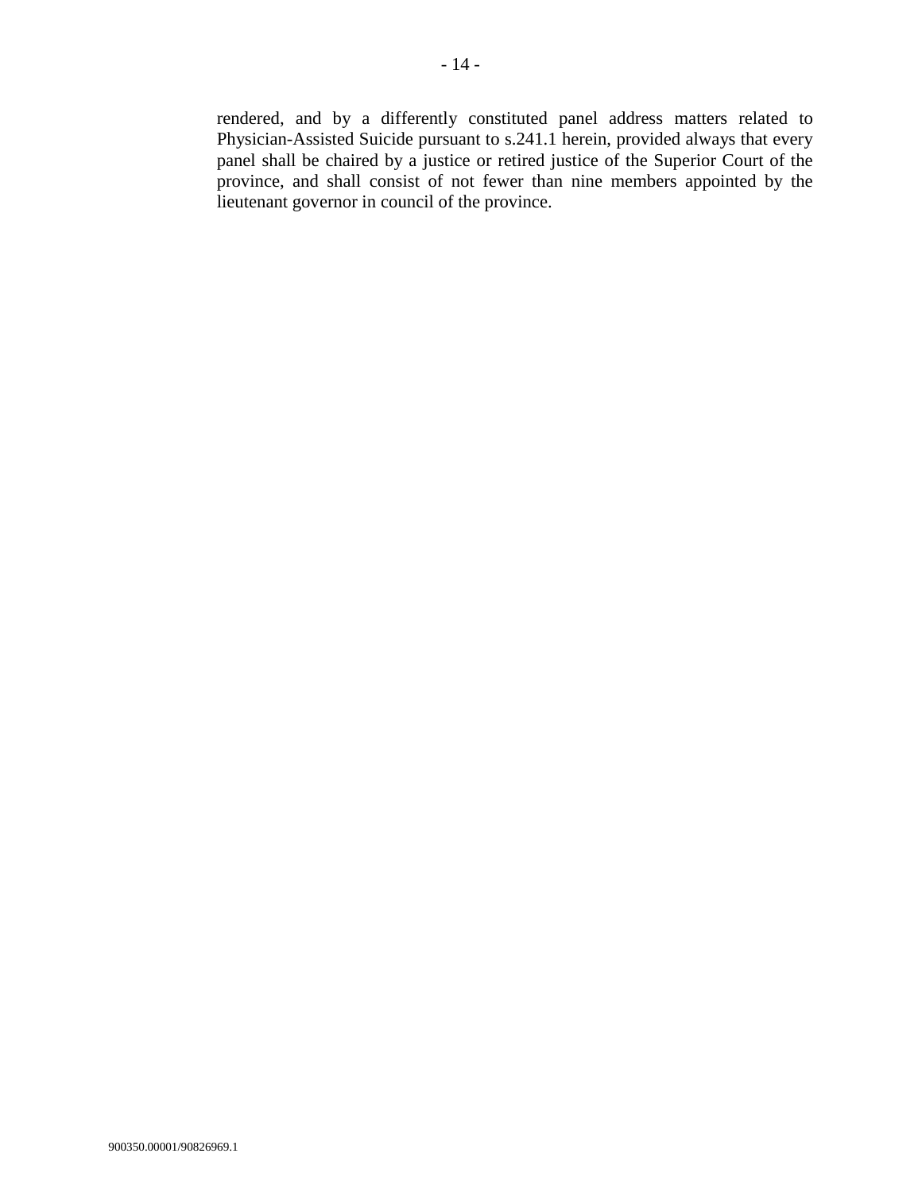rendered, and by a differently constituted panel address matters related to Physician-Assisted Suicide pursuant to s.241.1 herein, provided always that every panel shall be chaired by a justice or retired justice of the Superior Court of the province, and shall consist of not fewer than nine members appointed by the lieutenant governor in council of the province.